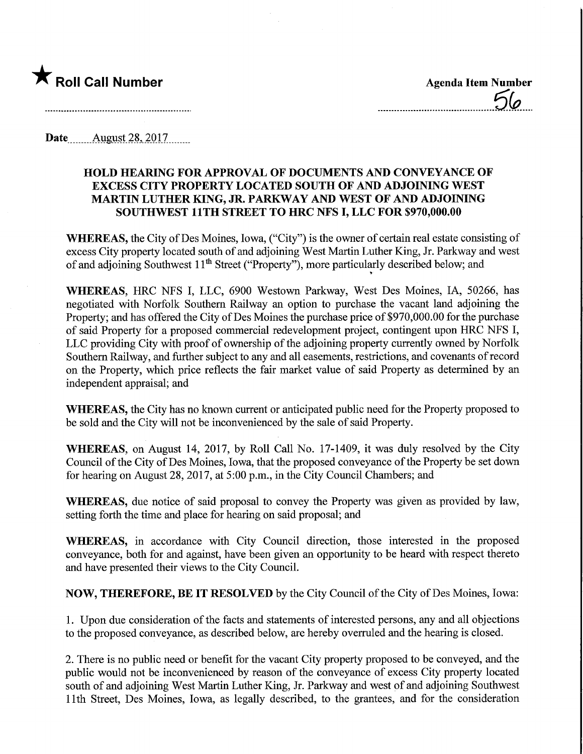★ **Roll Call Number**

**Agenda Item Number**
56

**Date** August 28, 2017

### HOLD HEARING FOR APPROVAL OF DOCUMENTS AND CONVEYANCE OF EXCESS CITY PROPERTY LOCATED SOUTH OF AND ADJOINING WEST MARTIN LUTHER KING, JR. PARKWAY AND WEST OF AND ADJOINING SOUTHWEST 11TH STREET TO HRC NFS I, LLC FOR $970,000.00

**WHEREAS,** the City of Des Moines, Iowa, ("City") is the owner of certain real estate consisting of excess City property located south of and adjoining West Martin Luther King, Jr. Parkway and west of and adjoining Southwest 11th Street ("Property"), more particularly described below; and

**WHEREAS,** HRC NFS I, LLC, 6900 Westown Parkway, West Des Moines, IA, 50266, has negotiated with Norfolk Southern Railway an option to purchase the vacant land adjoining the Property; and has offered the City of Des Moines the purchase price of $970,000.00 for the purchase of said Property for a proposed commercial redevelopment project, contingent upon HRC NFS I, LLC providing City with proof of ownership of the adjoining property currently owned by Norfolk Southern Railway, and further subject to any and all easements, restrictions, and covenants of record on the Property, which price reflects the fair market value of said Property as determined by an independent appraisal; and

**WHEREAS,** the City has no known current or anticipated public need for the Property proposed to be sold and the City will not be inconvenienced by the sale of said Property.

**WHEREAS,** on August 14, 2017, by Roll Call No. 17-1409, it was duly resolved by the City Council of the City of Des Moines, Iowa, that the proposed conveyance of the Property be set down for hearing on August 28, 2017, at 5:00 p.m., in the City Council Chambers; and

**WHEREAS,** due notice of said proposal to convey the Property was given as provided by law, setting forth the time and place for hearing on said proposal; and

**WHEREAS,** in accordance with City Council direction, those interested in the proposed conveyance, both for and against, have been given an opportunity to be heard with respect thereto and have presented their views to the City Council.

**NOW, THEREFORE, BE IT RESOLVED** by the City Council of the City of Des Moines, Iowa:

1. Upon due consideration of the facts and statements of interested persons, any and all objections to the proposed conveyance, as described below, are hereby overruled and the hearing is closed.

2. There is no public need or benefit for the vacant City property proposed to be conveyed, and the public would not be inconvenienced by reason of the conveyance of excess City property located south of and adjoining West Martin Luther King, Jr. Parkway and west of and adjoining Southwest 11th Street, Des Moines, Iowa, as legally described, to the grantees, and for the consideration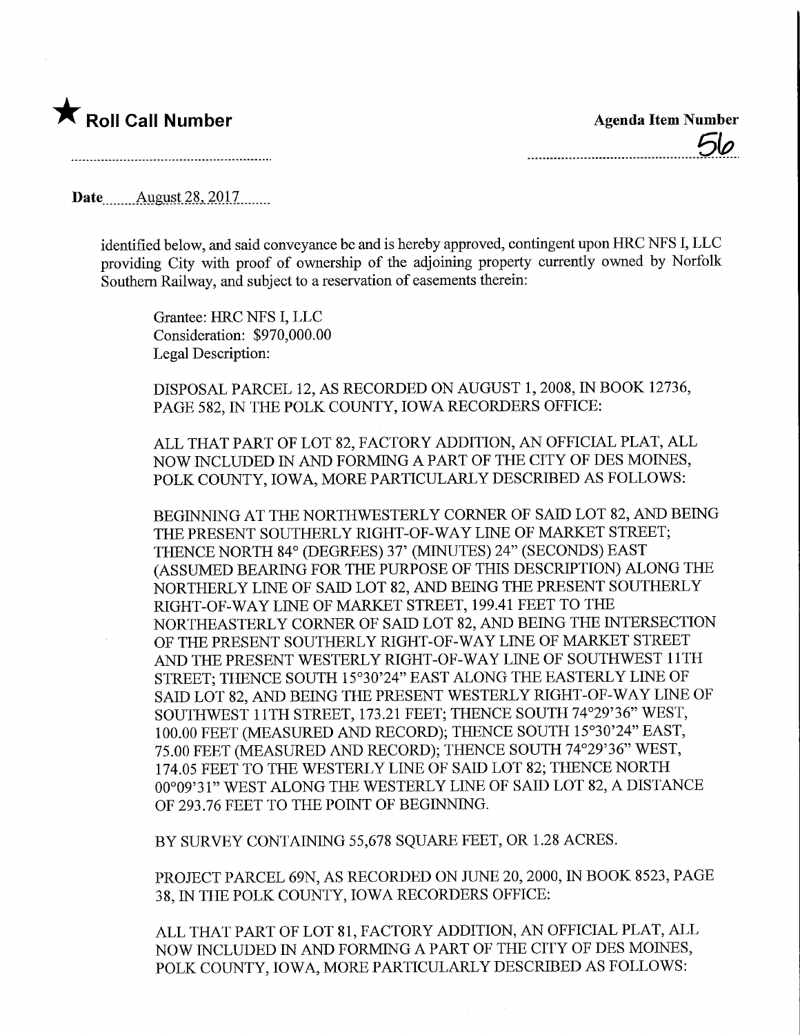★ **Roll Call Number**

**Agenda Item Number**
56

**Date** August 28, 2017

identified below, and said conveyance be and is hereby approved, contingent upon HRC NFS I, LLC providing City with proof of ownership of the adjoining property currently owned by Norfolk Southern Railway, and subject to a reservation of easements therein:

Grantee: HRC NFS I, LLC
Consideration: $970,000.00
Legal Description:

DISPOSAL PARCEL 12, AS RECORDED ON AUGUST 1, 2008, IN BOOK 12736, PAGE 582, IN THE POLK COUNTY, IOWA RECORDERS OFFICE:

ALL THAT PART OF LOT 82, FACTORY ADDITION, AN OFFICIAL PLAT, ALL NOW INCLUDED IN AND FORMING A PART OF THE CITY OF DES MOINES, POLK COUNTY, IOWA, MORE PARTICULARLY DESCRIBED AS FOLLOWS:

BEGINNING AT THE NORTHWESTERLY CORNER OF SAID LOT 82, AND BEING THE PRESENT SOUTHERLY RIGHT-OF-WAY LINE OF MARKET STREET; THENCE NORTH 84° (DEGREES) 37' (MINUTES) 24" (SECONDS) EAST (ASSUMED BEARING FOR THE PURPOSE OF THIS DESCRIPTION) ALONG THE NORTHERLY LINE OF SAID LOT 82, AND BEING THE PRESENT SOUTHERLY RIGHT-OF-WAY LINE OF MARKET STREET, 199.41 FEET TO THE NORTHEASTERLY CORNER OF SAID LOT 82, AND BEING THE INTERSECTION OF THE PRESENT SOUTHERLY RIGHT-OF-WAY LINE OF MARKET STREET AND THE PRESENT WESTERLY RIGHT-OF-WAY LINE OF SOUTHWEST 11TH STREET; THENCE SOUTH 15°30'24" EAST ALONG THE EASTERLY LINE OF SAID LOT 82, AND BEING THE PRESENT WESTERLY RIGHT-OF-WAY LINE OF SOUTHWEST 11TH STREET, 173.21 FEET; THENCE SOUTH 74°29'36" WEST, 100.00 FEET (MEASURED AND RECORD); THENCE SOUTH 15°30'24" EAST, 75.00 FEET (MEASURED AND RECORD); THENCE SOUTH 74°29'36" WEST, 174.05 FEET TO THE WESTERLY LINE OF SAID LOT 82; THENCE NORTH 00°09'31" WEST ALONG THE WESTERLY LINE OF SAID LOT 82, A DISTANCE OF 293.76 FEET TO THE POINT OF BEGINNING.

BY SURVEY CONTAINING 55,678 SQUARE FEET, OR 1.28 ACRES.

PROJECT PARCEL 69N, AS RECORDED ON JUNE 20, 2000, IN BOOK 8523, PAGE 38, IN THE POLK COUNTY, IOWA RECORDERS OFFICE:

ALL THAT PART OF LOT 81, FACTORY ADDITION, AN OFFICIAL PLAT, ALL NOW INCLUDED IN AND FORMING A PART OF THE CITY OF DES MOINES, POLK COUNTY, IOWA, MORE PARTICULARLY DESCRIBED AS FOLLOWS: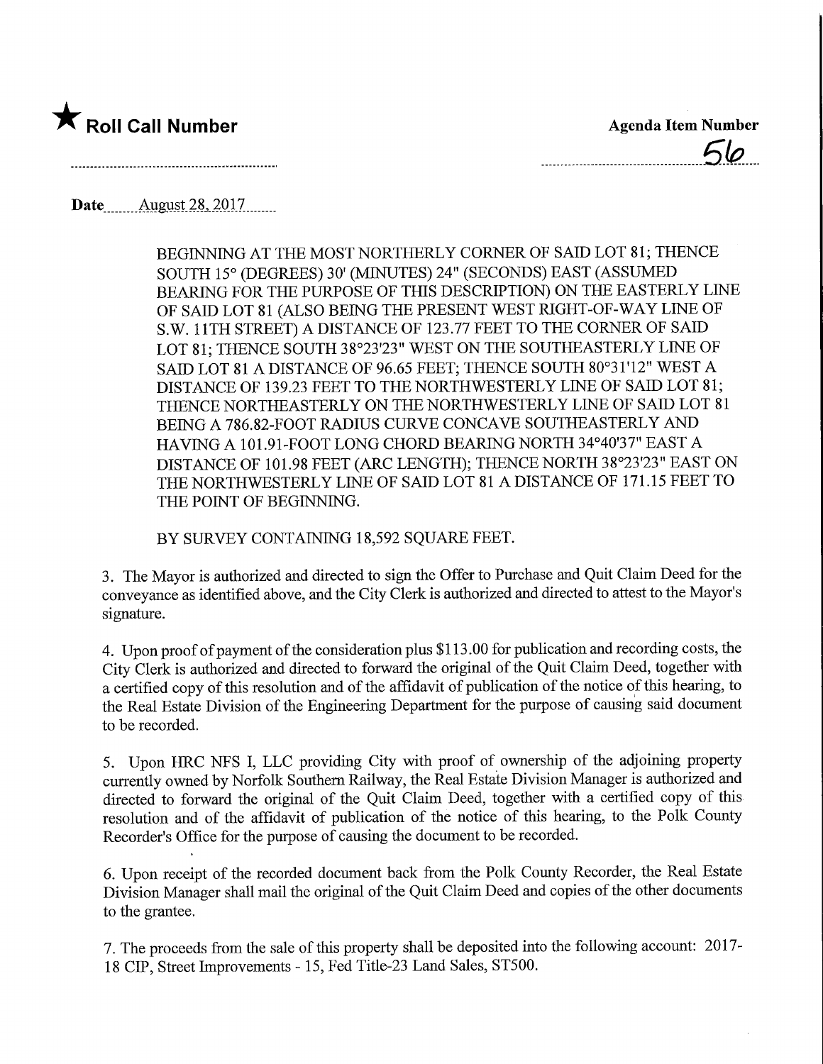★ **Roll Call Number**

**Agenda Item Number**

56

**Date** August 28, 2017

BEGINNING AT THE MOST NORTHERLY CORNER OF SAID LOT 81; THENCE SOUTH 15° (DEGREES) 30' (MINUTES) 24" (SECONDS) EAST (ASSUMED BEARING FOR THE PURPOSE OF THIS DESCRIPTION) ON THE EASTERLY LINE OF SAID LOT 81 (ALSO BEING THE PRESENT WEST RIGHT-OF-WAY LINE OF S.W. 11TH STREET) A DISTANCE OF 123.77 FEET TO THE CORNER OF SAID LOT 81; THENCE SOUTH 38°23'23" WEST ON THE SOUTHEASTERLY LINE OF SAID LOT 81 A DISTANCE OF 96.65 FEET; THENCE SOUTH 80°31'12" WEST A DISTANCE OF 139.23 FEET TO THE NORTHWESTERLY LINE OF SAID LOT 81; THENCE NORTHEASTERLY ON THE NORTHWESTERLY LINE OF SAID LOT 81 BEING A 786.82-FOOT RADIUS CURVE CONCAVE SOUTHEASTERLY AND HAVING A 101.91-FOOT LONG CHORD BEARING NORTH 34°40'37" EAST A DISTANCE OF 101.98 FEET (ARC LENGTH); THENCE NORTH 38°23'23" EAST ON THE NORTHWESTERLY LINE OF SAID LOT 81 A DISTANCE OF 171.15 FEET TO THE POINT OF BEGINNING.

BY SURVEY CONTAINING 18,592 SQUARE FEET.

3. The Mayor is authorized and directed to sign the Offer to Purchase and Quit Claim Deed for the conveyance as identified above, and the City Clerk is authorized and directed to attest to the Mayor's signature.

4. Upon proof of payment of the consideration plus $113.00 for publication and recording costs, the City Clerk is authorized and directed to forward the original of the Quit Claim Deed, together with a certified copy of this resolution and of the affidavit of publication of the notice of this hearing, to the Real Estate Division of the Engineering Department for the purpose of causing said document to be recorded.

5. Upon HRC NFS I, LLC providing City with proof of ownership of the adjoining property currently owned by Norfolk Southern Railway, the Real Estate Division Manager is authorized and directed to forward the original of the Quit Claim Deed, together with a certified copy of this resolution and of the affidavit of publication of the notice of this hearing, to the Polk County Recorder's Office for the purpose of causing the document to be recorded.

6. Upon receipt of the recorded document back from the Polk County Recorder, the Real Estate Division Manager shall mail the original of the Quit Claim Deed and copies of the other documents to the grantee.

7. The proceeds from the sale of this property shall be deposited into the following account: 2017-18 CIP, Street Improvements - 15, Fed Title-23 Land Sales, ST500.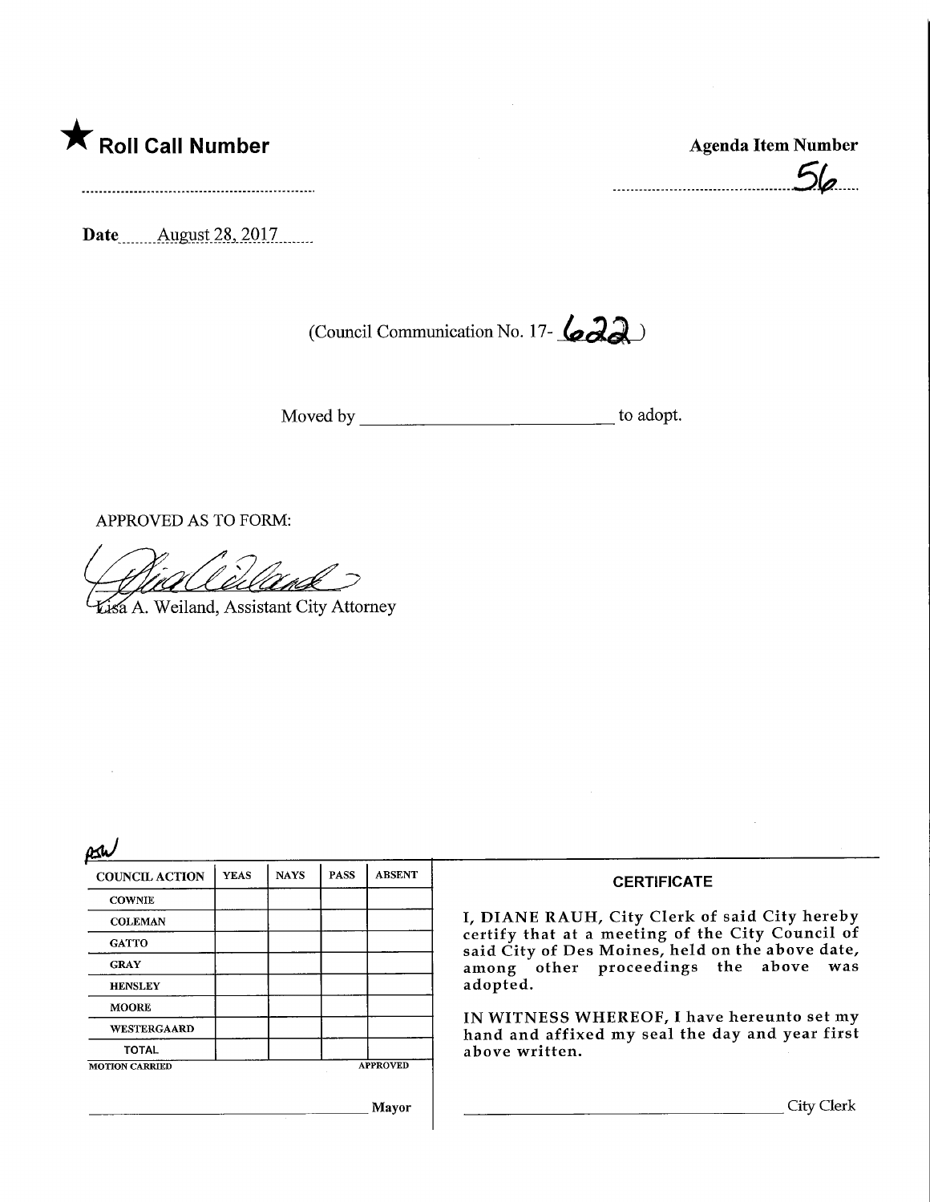★ **Roll Call Number**

**Agenda Item Number**

56

**Date** August 28, 2017

(Council Communication No. 17- 622 )

Moved by ______________________ to adopt.

APPROVED AS TO FORM:

Lisa A. Weiland, Assistant City Attorney

| COUNCIL ACTION | YEAS | NAYS | PASS | ABSENT |
|---|---|---|---|---|
| COWNIE | | | | |
| COLEMAN | | | | |
| GATTO | | | | |
| GRAY | | | | |
| HENSLEY | | | | |
| MOORE | | | | |
| WESTERGAARD | | | | |
| TOTAL | | | | |

MOTION CARRIED APPROVED

______________________ Mayor

**CERTIFICATE**

I, DIANE RAUH, City Clerk of said City hereby certify that at a meeting of the City Council of said City of Des Moines, held on the above date, among other proceedings the above was adopted.

IN WITNESS WHEREOF, I have hereunto set my hand and affixed my seal the day and year first above written.

______________________ City Clerk